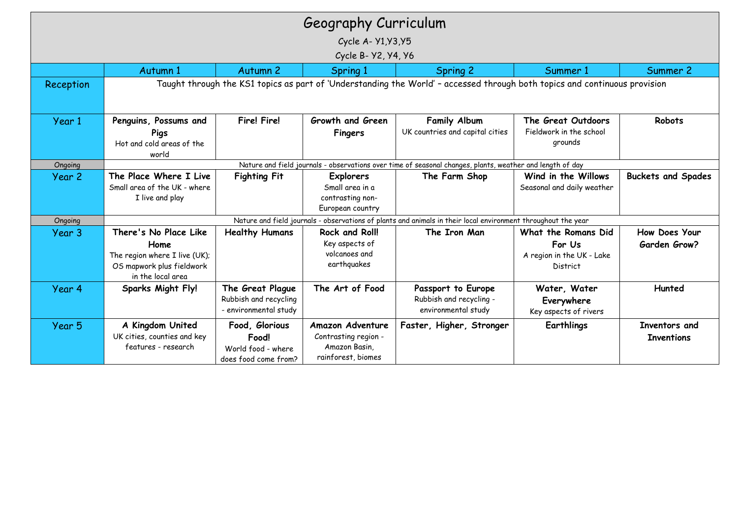# Geography Curriculum

Cycle A- Y1,Y3,Y5

Cycle B- Y2, Y4, Y6

| | Autumn 1 | Autumn 2 | Spring 1 | Spring 2 | Summer 1 | Summer 2 |
|---|---|---|---|---|---|---|
| Reception | Taught through the KS1 topics as part of 'Understanding the World' – accessed through both topics and continuous provision | | | | | |
| Year 1 | **Penguins, Possums and Pigs** Hot and cold areas of the world | **Fire! Fire!** | **Growth and Green Fingers** | **Family Album** UK countries and capital cities | **The Great Outdoors** Fieldwork in the school grounds | **Robots** |
| Ongoing | Nature and field journals - observations over time of seasonal changes, plants, weather and length of day | | | | | |
| Year 2 | **The Place Where I Live** Small area of the UK - where I live and play | **Fighting Fit** | **Explorers** Small area in a contrasting non-European country | **The Farm Shop** | **Wind in the Willows** Seasonal and daily weather | **Buckets and Spades** |
| Ongoing | Nature and field journals - observations of plants and animals in their local environment throughout the year | | | | | |
| Year 3 | **There's No Place Like Home** The region where I live (UK); OS mapwork plus fieldwork in the local area | **Healthy Humans** | **Rock and Roll!** Key aspects of volcanoes and earthquakes | **The Iron Man** | **What the Romans Did For Us** A region in the UK - Lake District | **How Does Your Garden Grow?** |
| Year 4 | **Sparks Might Fly!** | **The Great Plague** Rubbish and recycling - environmental study | **The Art of Food** | **Passport to Europe** Rubbish and recycling - environmental study | **Water, Water Everywhere** Key aspects of rivers | **Hunted** |
| Year 5 | **A Kingdom United** UK cities, counties and key features - research | **Food, Glorious Food!** World food - where does food come from? | **Amazon Adventure** Contrasting region - Amazon Basin, rainforest, biomes | **Faster, Higher, Stronger** | **Earthlings** | **Inventors and Inventions** |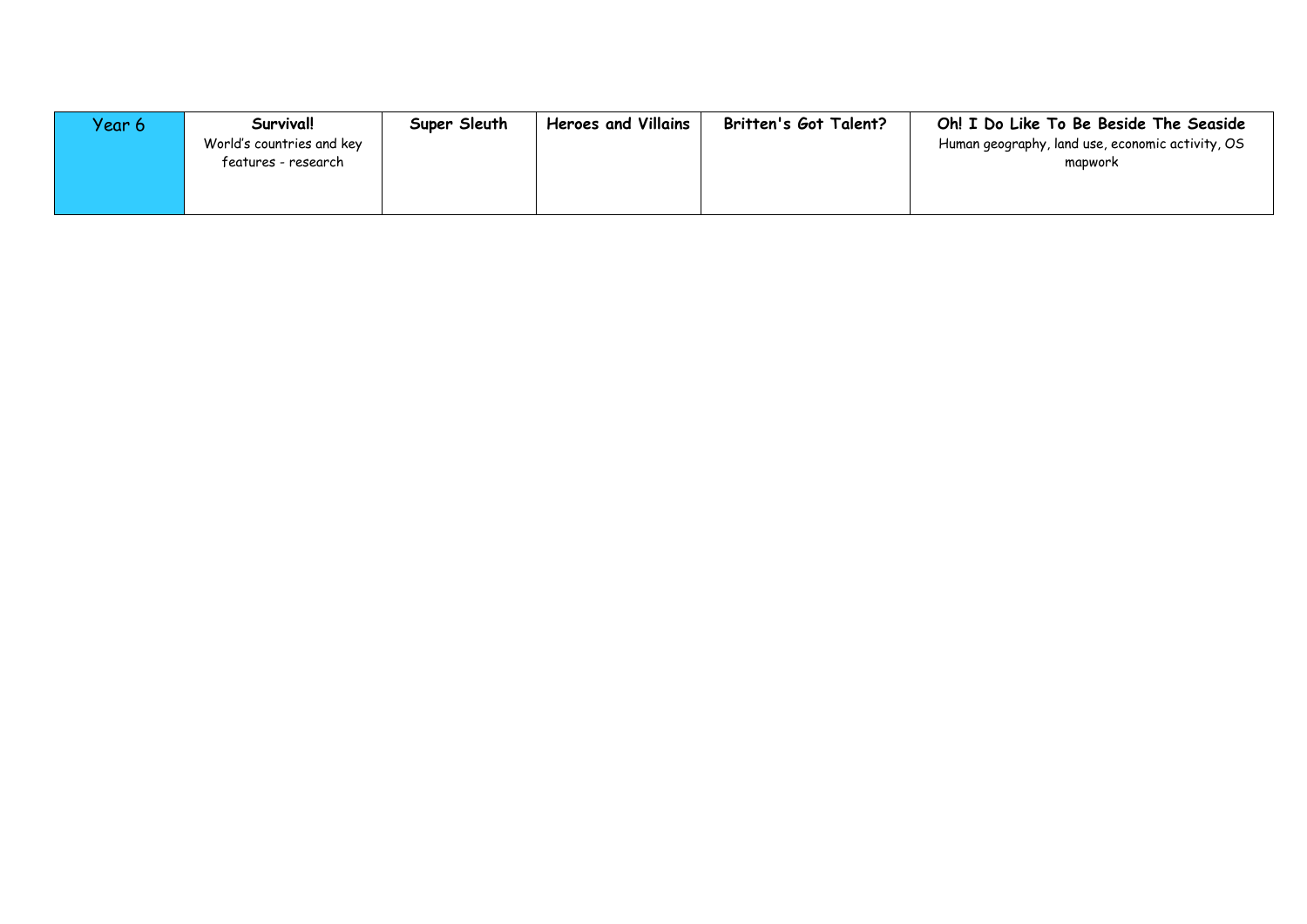| | | | | | |
|---|---|---|---|---|---|
| Year 6 | **Survival!** World's countries and key features - research | **Super Sleuth** | **Heroes and Villains** | **Britten's Got Talent?** | **Oh! I Do Like To Be Beside The Seaside** Human geography, land use, economic activity, OS mapwork |